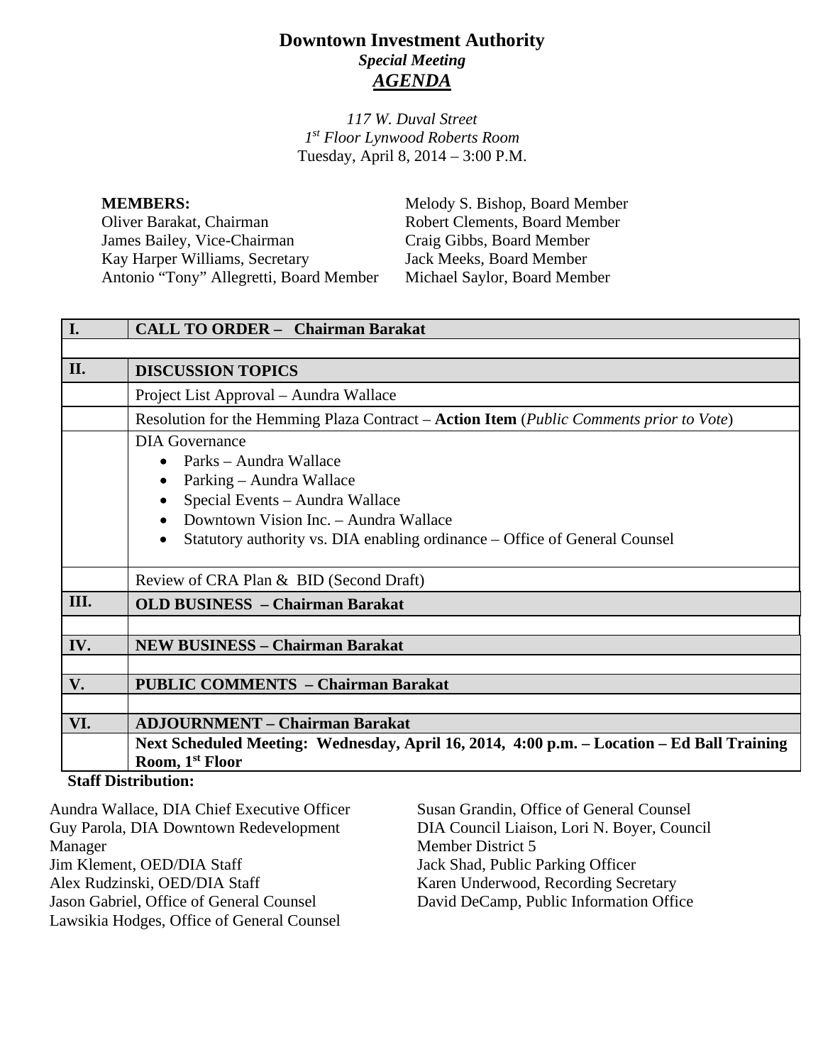# Downtown Investment Authority

***Special Meeting***

***AGENDA***

*117 W. Duval Street*
*1st Floor Lynwood Roberts Room*
Tuesday, April 8, 2014 – 3:00 P.M.

**MEMBERS:**
Oliver Barakat, Chairman
James Bailey, Vice-Chairman
Kay Harper Williams, Secretary
Antonio "Tony" Allegretti, Board Member
Melody S. Bishop, Board Member
Robert Clements, Board Member
Craig Gibbs, Board Member
Jack Meeks, Board Member
Michael Saylor, Board Member

| | |
|---|---|
| **I.** | **CALL TO ORDER – Chairman Barakat** |
| | |
| **II.** | **DISCUSSION TOPICS** |
| | Project List Approval – Aundra Wallace |
| | Resolution for the Hemming Plaza Contract – **Action Item** (*Public Comments prior to Vote*) |
| | DIA Governance<br>• Parks – Aundra Wallace<br>• Parking – Aundra Wallace<br>• Special Events – Aundra Wallace<br>• Downtown Vision Inc. – Aundra Wallace<br>• Statutory authority vs. DIA enabling ordinance – Office of General Counsel |
| | Review of CRA Plan & BID (Second Draft) |
| **III.** | **OLD BUSINESS – Chairman Barakat** |
| | |
| **IV.** | **NEW BUSINESS – Chairman Barakat** |
| | |
| **V.** | **PUBLIC COMMENTS – Chairman Barakat** |
| | |
| **VI.** | **ADJOURNMENT – Chairman Barakat** |
| | **Next Scheduled Meeting: Wednesday, April 16, 2014, 4:00 p.m. – Location – Ed Ball Training Room, 1st Floor** |

**Staff Distribution:**

Aundra Wallace, DIA Chief Executive Officer
Guy Parola, DIA Downtown Redevelopment Manager
Jim Klement, OED/DIA Staff
Alex Rudzinski, OED/DIA Staff
Jason Gabriel, Office of General Counsel
Lawsikia Hodges, Office of General Counsel
Susan Grandin, Office of General Counsel
DIA Council Liaison, Lori N. Boyer, Council Member District 5
Jack Shad, Public Parking Officer
Karen Underwood, Recording Secretary
David DeCamp, Public Information Office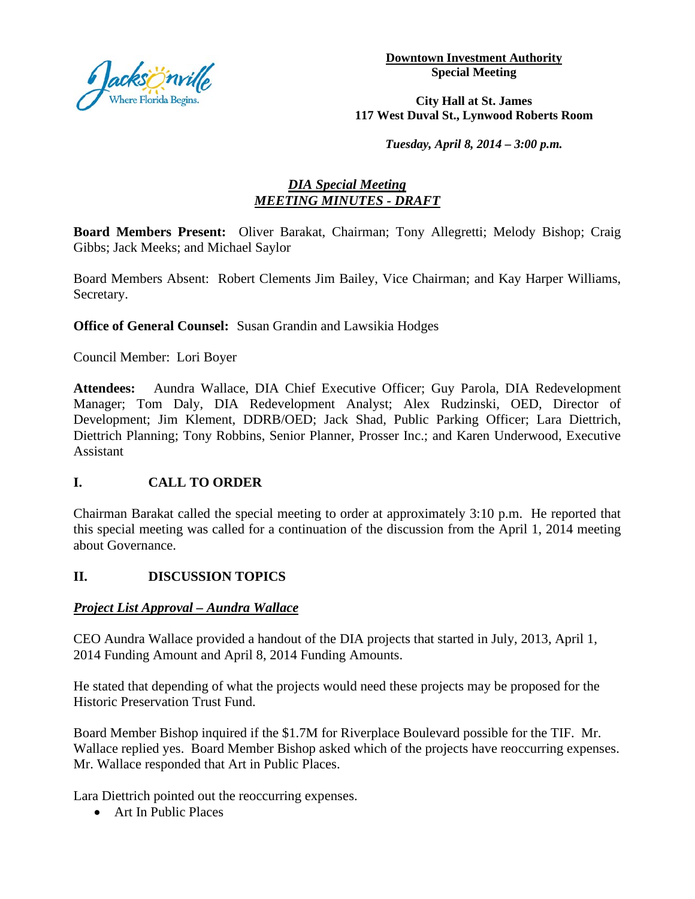**Downtown Investment Authority**
**Special Meeting**

**City Hall at St. James**
**117 West Duval St., Lynwood Roberts Room**

***Tuesday, April 8, 2014 – 3:00 p.m.***

## ***DIA Special Meeting***
## ***MEETING MINUTES - DRAFT***

**Board Members Present:** Oliver Barakat, Chairman; Tony Allegretti; Melody Bishop; Craig Gibbs; Jack Meeks; and Michael Saylor

Board Members Absent: Robert Clements Jim Bailey, Vice Chairman; and Kay Harper Williams, Secretary.

**Office of General Counsel:** Susan Grandin and Lawsikia Hodges

Council Member: Lori Boyer

**Attendees:** Aundra Wallace, DIA Chief Executive Officer; Guy Parola, DIA Redevelopment Manager; Tom Daly, DIA Redevelopment Analyst; Alex Rudzinski, OED, Director of Development; Jim Klement, DDRB/OED; Jack Shad, Public Parking Officer; Lara Diettrich, Diettrich Planning; Tony Robbins, Senior Planner, Prosser Inc.; and Karen Underwood, Executive Assistant

## I. CALL TO ORDER

Chairman Barakat called the special meeting to order at approximately 3:10 p.m. He reported that this special meeting was called for a continuation of the discussion from the April 1, 2014 meeting about Governance.

## II. DISCUSSION TOPICS

***Project List Approval – Aundra Wallace***

CEO Aundra Wallace provided a handout of the DIA projects that started in July, 2013, April 1, 2014 Funding Amount and April 8, 2014 Funding Amounts.

He stated that depending of what the projects would need these projects may be proposed for the Historic Preservation Trust Fund.

Board Member Bishop inquired if the $1.7M for Riverplace Boulevard possible for the TIF. Mr. Wallace replied yes. Board Member Bishop asked which of the projects have reoccurring expenses. Mr. Wallace responded that Art in Public Places.

Lara Diettrich pointed out the reoccurring expenses.

- Art In Public Places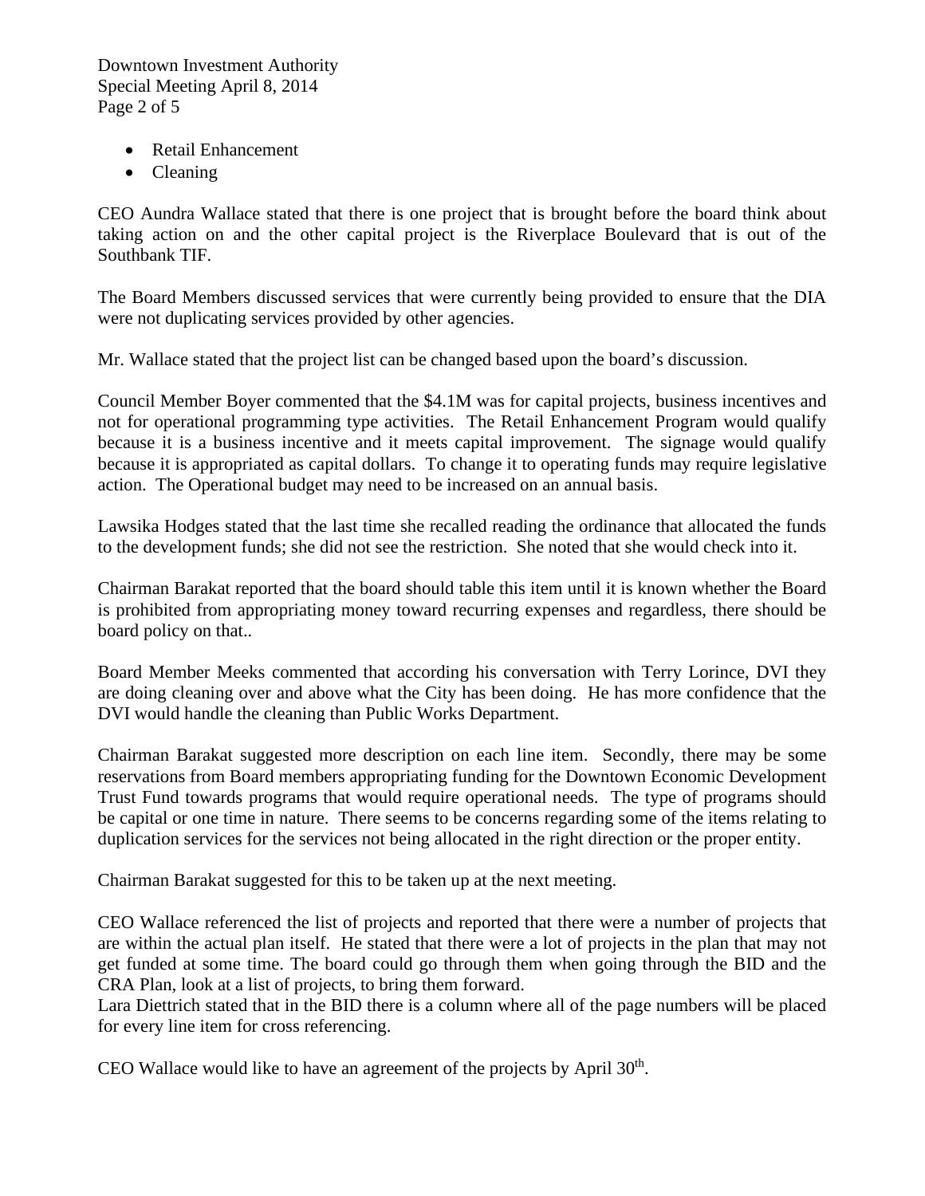- Retail Enhancement
- Cleaning

CEO Aundra Wallace stated that there is one project that is brought before the board think about taking action on and the other capital project is the Riverplace Boulevard that is out of the Southbank TIF.

The Board Members discussed services that were currently being provided to ensure that the DIA were not duplicating services provided by other agencies.

Mr. Wallace stated that the project list can be changed based upon the board's discussion.

Council Member Boyer commented that the $4.1M was for capital projects, business incentives and not for operational programming type activities. The Retail Enhancement Program would qualify because it is a business incentive and it meets capital improvement. The signage would qualify because it is appropriated as capital dollars. To change it to operating funds may require legislative action. The Operational budget may need to be increased on an annual basis.

Lawsika Hodges stated that the last time she recalled reading the ordinance that allocated the funds to the development funds; she did not see the restriction. She noted that she would check into it.

Chairman Barakat reported that the board should table this item until it is known whether the Board is prohibited from appropriating money toward recurring expenses and regardless, there should be board policy on that..

Board Member Meeks commented that according his conversation with Terry Lorince, DVI they are doing cleaning over and above what the City has been doing. He has more confidence that the DVI would handle the cleaning than Public Works Department.

Chairman Barakat suggested more description on each line item. Secondly, there may be some reservations from Board members appropriating funding for the Downtown Economic Development Trust Fund towards programs that would require operational needs. The type of programs should be capital or one time in nature. There seems to be concerns regarding some of the items relating to duplication services for the services not being allocated in the right direction or the proper entity.

Chairman Barakat suggested for this to be taken up at the next meeting.

CEO Wallace referenced the list of projects and reported that there were a number of projects that are within the actual plan itself. He stated that there were a lot of projects in the plan that may not get funded at some time. The board could go through them when going through the BID and the CRA Plan, look at a list of projects, to bring them forward.
Lara Diettrich stated that in the BID there is a column where all of the page numbers will be placed for every line item for cross referencing.

CEO Wallace would like to have an agreement of the projects by April 30th.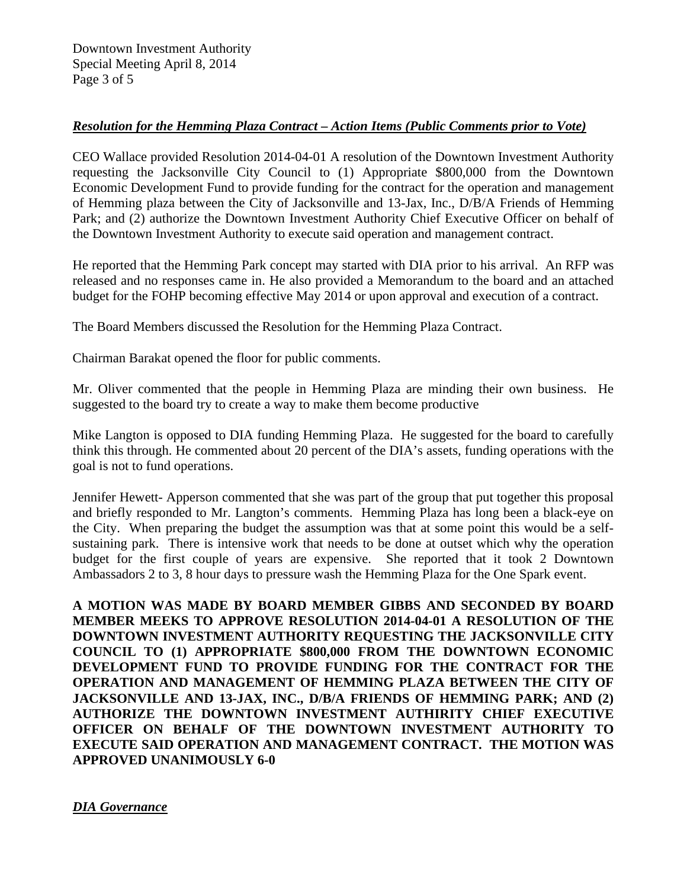***Resolution for the Hemming Plaza Contract – Action Items (Public Comments prior to Vote)***

CEO Wallace provided Resolution 2014-04-01 A resolution of the Downtown Investment Authority requesting the Jacksonville City Council to (1) Appropriate $800,000 from the Downtown Economic Development Fund to provide funding for the contract for the operation and management of Hemming plaza between the City of Jacksonville and 13-Jax, Inc., D/B/A Friends of Hemming Park; and (2) authorize the Downtown Investment Authority Chief Executive Officer on behalf of the Downtown Investment Authority to execute said operation and management contract.

He reported that the Hemming Park concept may started with DIA prior to his arrival. An RFP was released and no responses came in. He also provided a Memorandum to the board and an attached budget for the FOHP becoming effective May 2014 or upon approval and execution of a contract.

The Board Members discussed the Resolution for the Hemming Plaza Contract.

Chairman Barakat opened the floor for public comments.

Mr. Oliver commented that the people in Hemming Plaza are minding their own business. He suggested to the board try to create a way to make them become productive

Mike Langton is opposed to DIA funding Hemming Plaza. He suggested for the board to carefully think this through. He commented about 20 percent of the DIA's assets, funding operations with the goal is not to fund operations.

Jennifer Hewett- Apperson commented that she was part of the group that put together this proposal and briefly responded to Mr. Langton's comments. Hemming Plaza has long been a black-eye on the City. When preparing the budget the assumption was that at some point this would be a self-sustaining park. There is intensive work that needs to be done at outset which why the operation budget for the first couple of years are expensive. She reported that it took 2 Downtown Ambassadors 2 to 3, 8 hour days to pressure wash the Hemming Plaza for the One Spark event.

**A MOTION WAS MADE BY BOARD MEMBER GIBBS AND SECONDED BY BOARD MEMBER MEEKS TO APPROVE RESOLUTION 2014-04-01 A RESOLUTION OF THE DOWNTOWN INVESTMENT AUTHORITY REQUESTING THE JACKSONVILLE CITY COUNCIL TO (1) APPROPRIATE $800,000 FROM THE DOWNTOWN ECONOMIC DEVELOPMENT FUND TO PROVIDE FUNDING FOR THE CONTRACT FOR THE OPERATION AND MANAGEMENT OF HEMMING PLAZA BETWEEN THE CITY OF JACKSONVILLE AND 13-JAX, INC., D/B/A FRIENDS OF HEMMING PARK; AND (2) AUTHORIZE THE DOWNTOWN INVESTMENT AUTHIRITY CHIEF EXECUTIVE OFFICER ON BEHALF OF THE DOWNTOWN INVESTMENT AUTHORITY TO EXECUTE SAID OPERATION AND MANAGEMENT CONTRACT. THE MOTION WAS APPROVED UNANIMOUSLY 6-0**

***DIA Governance***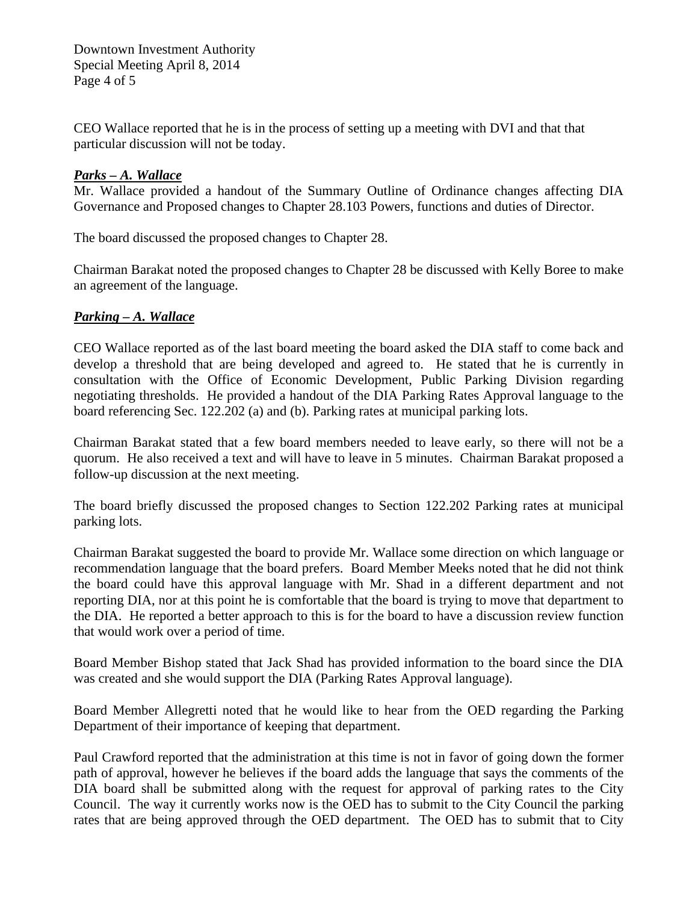CEO Wallace reported that he is in the process of setting up a meeting with DVI and that that particular discussion will not be today.

***Parks – A. Wallace***

Mr. Wallace provided a handout of the Summary Outline of Ordinance changes affecting DIA Governance and Proposed changes to Chapter 28.103 Powers, functions and duties of Director.

The board discussed the proposed changes to Chapter 28.

Chairman Barakat noted the proposed changes to Chapter 28 be discussed with Kelly Boree to make an agreement of the language.

***Parking – A. Wallace***

CEO Wallace reported as of the last board meeting the board asked the DIA staff to come back and develop a threshold that are being developed and agreed to. He stated that he is currently in consultation with the Office of Economic Development, Public Parking Division regarding negotiating thresholds. He provided a handout of the DIA Parking Rates Approval language to the board referencing Sec. 122.202 (a) and (b). Parking rates at municipal parking lots.

Chairman Barakat stated that a few board members needed to leave early, so there will not be a quorum. He also received a text and will have to leave in 5 minutes. Chairman Barakat proposed a follow-up discussion at the next meeting.

The board briefly discussed the proposed changes to Section 122.202 Parking rates at municipal parking lots.

Chairman Barakat suggested the board to provide Mr. Wallace some direction on which language or recommendation language that the board prefers. Board Member Meeks noted that he did not think the board could have this approval language with Mr. Shad in a different department and not reporting DIA, nor at this point he is comfortable that the board is trying to move that department to the DIA. He reported a better approach to this is for the board to have a discussion review function that would work over a period of time.

Board Member Bishop stated that Jack Shad has provided information to the board since the DIA was created and she would support the DIA (Parking Rates Approval language).

Board Member Allegretti noted that he would like to hear from the OED regarding the Parking Department of their importance of keeping that department.

Paul Crawford reported that the administration at this time is not in favor of going down the former path of approval, however he believes if the board adds the language that says the comments of the DIA board shall be submitted along with the request for approval of parking rates to the City Council. The way it currently works now is the OED has to submit to the City Council the parking rates that are being approved through the OED department. The OED has to submit that to City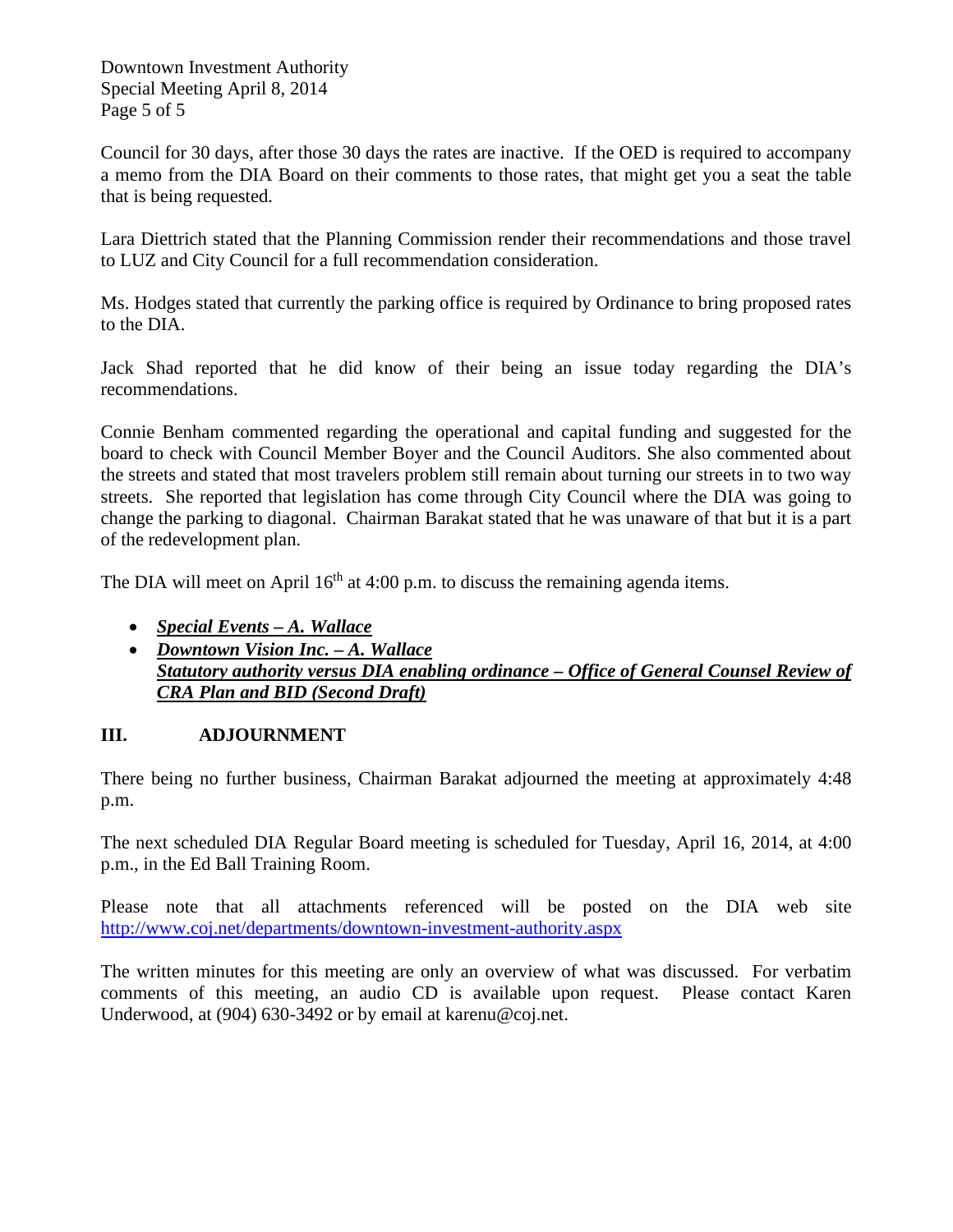Council for 30 days, after those 30 days the rates are inactive. If the OED is required to accompany a memo from the DIA Board on their comments to those rates, that might get you a seat the table that is being requested.

Lara Diettrich stated that the Planning Commission render their recommendations and those travel to LUZ and City Council for a full recommendation consideration.

Ms. Hodges stated that currently the parking office is required by Ordinance to bring proposed rates to the DIA.

Jack Shad reported that he did know of their being an issue today regarding the DIA's recommendations.

Connie Benham commented regarding the operational and capital funding and suggested for the board to check with Council Member Boyer and the Council Auditors. She also commented about the streets and stated that most travelers problem still remain about turning our streets in to two way streets. She reported that legislation has come through City Council where the DIA was going to change the parking to diagonal. Chairman Barakat stated that he was unaware of that but it is a part of the redevelopment plan.

The DIA will meet on April 16th at 4:00 p.m. to discuss the remaining agenda items.

- ***Special Events – A. Wallace***
- ***Downtown Vision Inc. – A. Wallace***
  ***Statutory authority versus DIA enabling ordinance – Office of General Counsel Review of CRA Plan and BID (Second Draft)***

## III. ADJOURNMENT

There being no further business, Chairman Barakat adjourned the meeting at approximately 4:48 p.m.

The next scheduled DIA Regular Board meeting is scheduled for Tuesday, April 16, 2014, at 4:00 p.m., in the Ed Ball Training Room.

Please note that all attachments referenced will be posted on the DIA web site http://www.coj.net/departments/downtown-investment-authority.aspx

The written minutes for this meeting are only an overview of what was discussed. For verbatim comments of this meeting, an audio CD is available upon request. Please contact Karen Underwood, at (904) 630-3492 or by email at karenu@coj.net.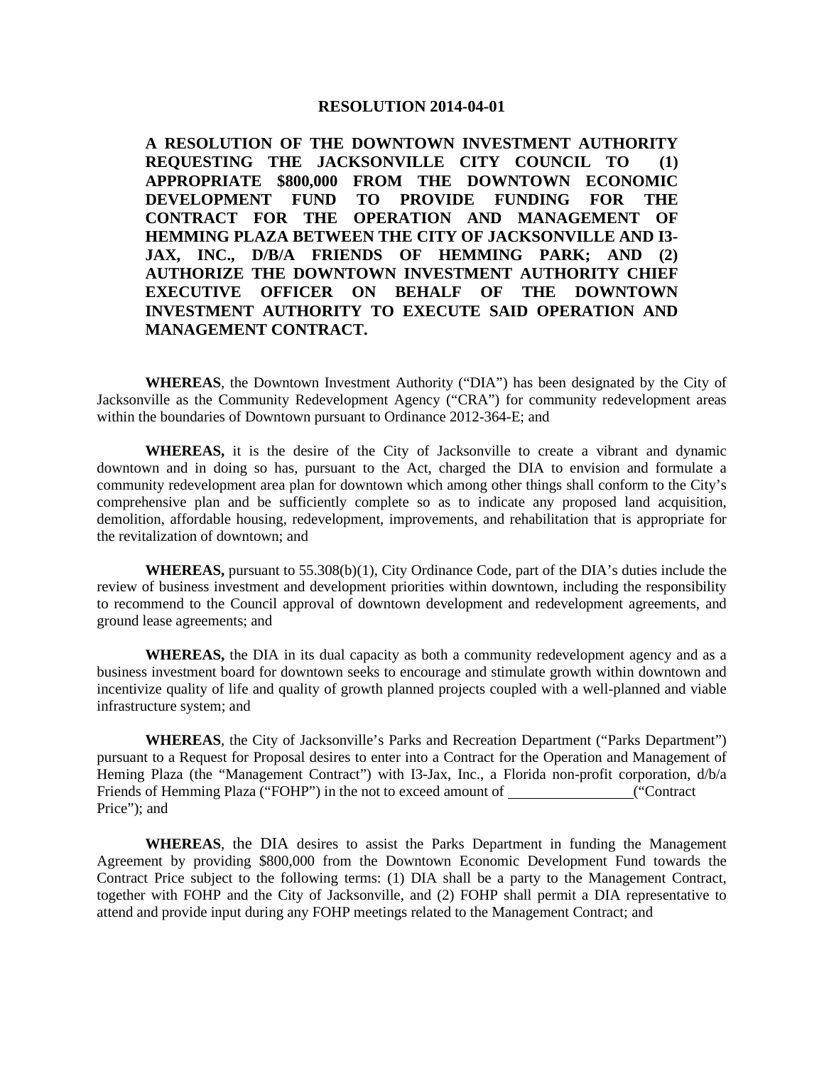**RESOLUTION 2014-04-01**

**A RESOLUTION OF THE DOWNTOWN INVESTMENT AUTHORITY REQUESTING THE JACKSONVILLE CITY COUNCIL TO (1) APPROPRIATE $800,000 FROM THE DOWNTOWN ECONOMIC DEVELOPMENT FUND TO PROVIDE FUNDING FOR THE CONTRACT FOR THE OPERATION AND MANAGEMENT OF HEMMING PLAZA BETWEEN THE CITY OF JACKSONVILLE AND I3-JAX, INC., D/B/A FRIENDS OF HEMMING PARK; AND (2) AUTHORIZE THE DOWNTOWN INVESTMENT AUTHORITY CHIEF EXECUTIVE OFFICER ON BEHALF OF THE DOWNTOWN INVESTMENT AUTHORITY TO EXECUTE SAID OPERATION AND MANAGEMENT CONTRACT.**

**WHEREAS**, the Downtown Investment Authority ("DIA") has been designated by the City of Jacksonville as the Community Redevelopment Agency ("CRA") for community redevelopment areas within the boundaries of Downtown pursuant to Ordinance 2012-364-E; and

**WHEREAS,** it is the desire of the City of Jacksonville to create a vibrant and dynamic downtown and in doing so has, pursuant to the Act, charged the DIA to envision and formulate a community redevelopment area plan for downtown which among other things shall conform to the City's comprehensive plan and be sufficiently complete so as to indicate any proposed land acquisition, demolition, affordable housing, redevelopment, improvements, and rehabilitation that is appropriate for the revitalization of downtown; and

**WHEREAS,** pursuant to 55.308(b)(1), City Ordinance Code, part of the DIA's duties include the review of business investment and development priorities within downtown, including the responsibility to recommend to the Council approval of downtown development and redevelopment agreements, and ground lease agreements; and

**WHEREAS,** the DIA in its dual capacity as both a community redevelopment agency and as a business investment board for downtown seeks to encourage and stimulate growth within downtown and incentivize quality of life and quality of growth planned projects coupled with a well-planned and viable infrastructure system; and

**WHEREAS**, the City of Jacksonville's Parks and Recreation Department ("Parks Department") pursuant to a Request for Proposal desires to enter into a Contract for the Operation and Management of Heming Plaza (the "Management Contract") with I3-Jax, Inc., a Florida non-profit corporation, d/b/a Friends of Hemming Plaza ("FOHP") in the not to exceed amount of ________________("Contract Price"); and

**WHEREAS**, the DIA desires to assist the Parks Department in funding the Management Agreement by providing $800,000 from the Downtown Economic Development Fund towards the Contract Price subject to the following terms: (1) DIA shall be a party to the Management Contract, together with FOHP and the City of Jacksonville, and (2) FOHP shall permit a DIA representative to attend and provide input during any FOHP meetings related to the Management Contract; and